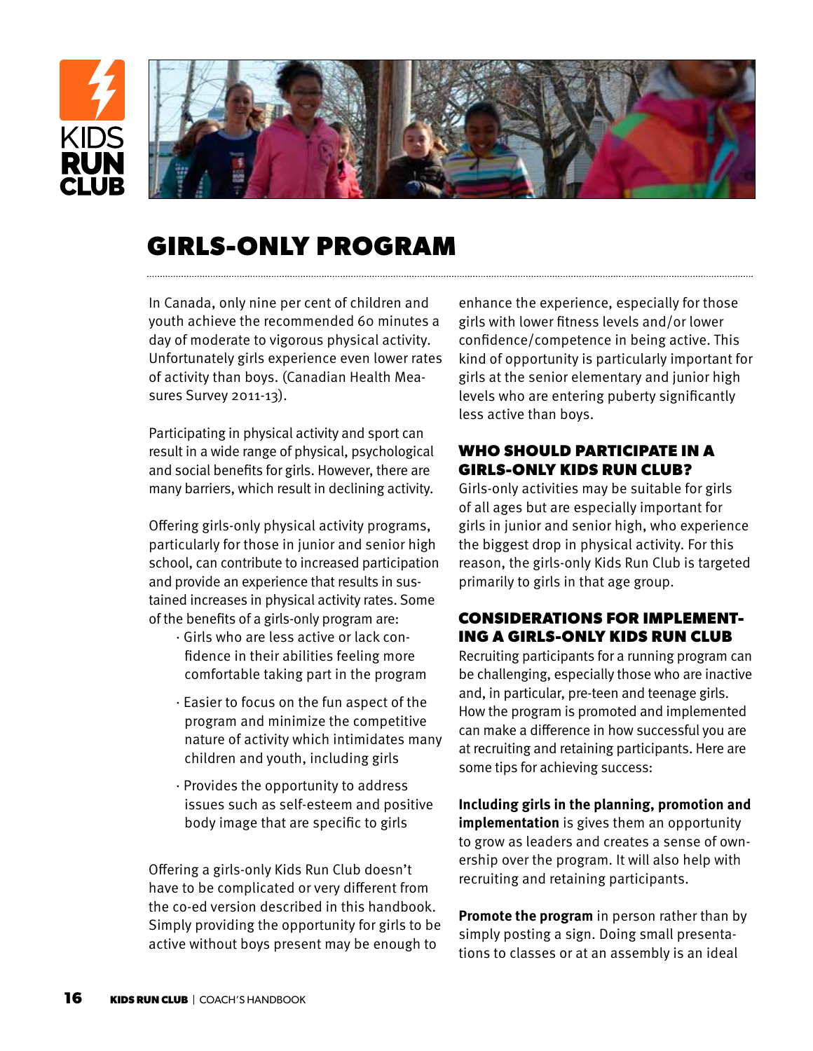# GIRLS-ONLY PROGRAM

In Canada, only nine per cent of children and youth achieve the recommended 60 minutes a day of moderate to vigorous physical activity. Unfortunately girls experience even lower rates of activity than boys. (Canadian Health Measures Survey 2011-13).

Participating in physical activity and sport can result in a wide range of physical, psychological and social benefits for girls. However, there are many barriers, which result in declining activity.

Offering girls-only physical activity programs, particularly for those in junior and senior high school, can contribute to increased participation and provide an experience that results in sustained increases in physical activity rates. Some of the benefits of a girls-only program are:

- Girls who are less active or lack confidence in their abilities feeling more comfortable taking part in the program
- Easier to focus on the fun aspect of the program and minimize the competitive nature of activity which intimidates many children and youth, including girls
- Provides the opportunity to address issues such as self-esteem and positive body image that are specific to girls

Offering a girls-only Kids Run Club doesn't have to be complicated or very different from the co-ed version described in this handbook. Simply providing the opportunity for girls to be active without boys present may be enough to enhance the experience, especially for those girls with lower fitness levels and/or lower confidence/competence in being active. This kind of opportunity is particularly important for girls at the senior elementary and junior high levels who are entering puberty significantly less active than boys.

## WHO SHOULD PARTICIPATE IN A GIRLS-ONLY KIDS RUN CLUB?

Girls-only activities may be suitable for girls of all ages but are especially important for girls in junior and senior high, who experience the biggest drop in physical activity. For this reason, the girls-only Kids Run Club is targeted primarily to girls in that age group.

## CONSIDERATIONS FOR IMPLEMENTING A GIRLS-ONLY KIDS RUN CLUB

Recruiting participants for a running program can be challenging, especially those who are inactive and, in particular, pre-teen and teenage girls. How the program is promoted and implemented can make a difference in how successful you are at recruiting and retaining participants. Here are some tips for achieving success:

**Including girls in the planning, promotion and implementation** is gives them an opportunity to grow as leaders and creates a sense of ownership over the program. It will also help with recruiting and retaining participants.

**Promote the program** in person rather than by simply posting a sign. Doing small presentations to classes or at an assembly is an ideal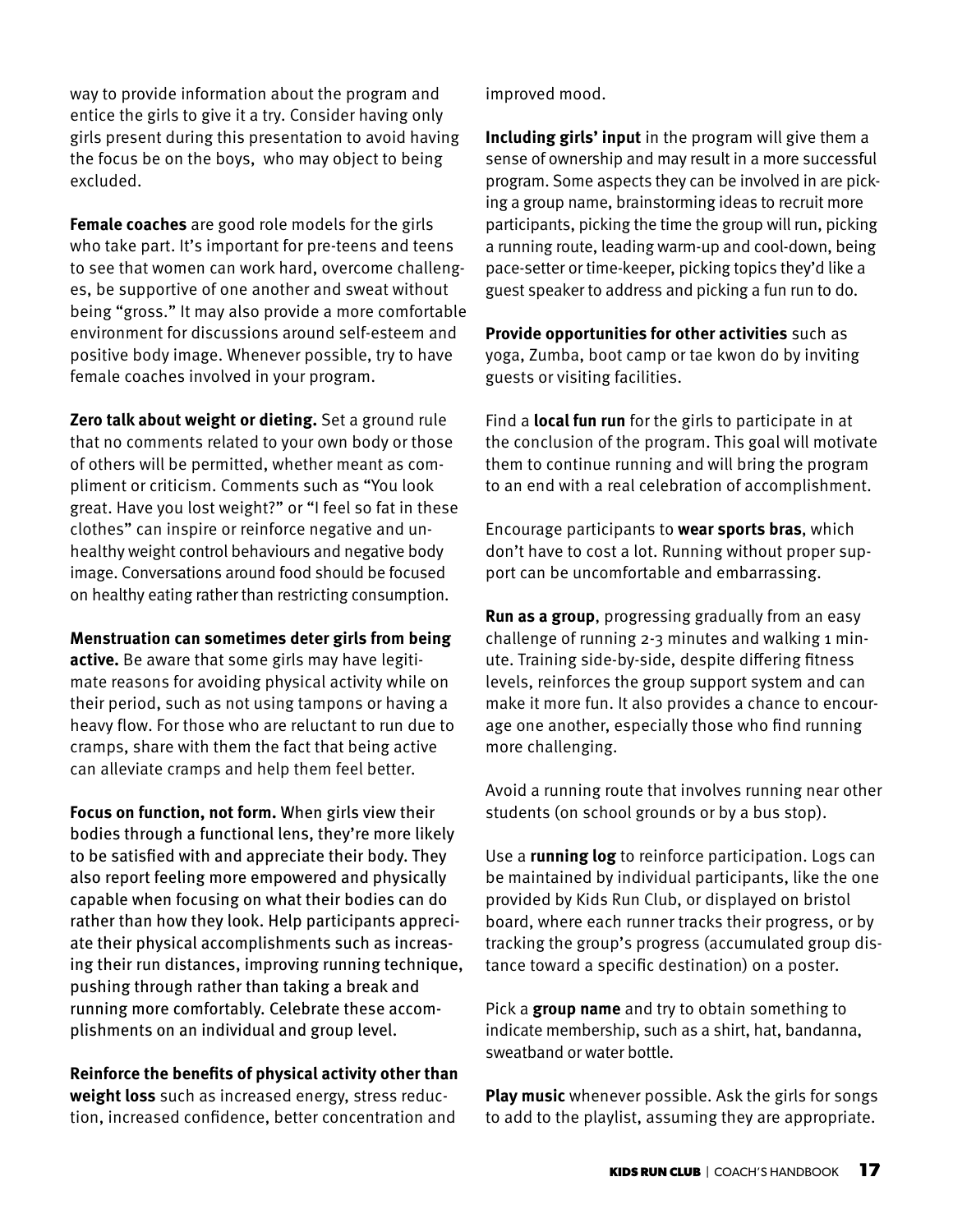way to provide information about the program and entice the girls to give it a try. Consider having only girls present during this presentation to avoid having the focus be on the boys, who may object to being excluded.

**Female coaches** are good role models for the girls who take part. It's important for pre-teens and teens to see that women can work hard, overcome challenges, be supportive of one another and sweat without being "gross." It may also provide a more comfortable environment for discussions around self-esteem and positive body image. Whenever possible, try to have female coaches involved in your program.

**Zero talk about weight or dieting.** Set a ground rule that no comments related to your own body or those of others will be permitted, whether meant as compliment or criticism. Comments such as "You look great. Have you lost weight?" or "I feel so fat in these clothes" can inspire or reinforce negative and unhealthy weight control behaviours and negative body image. Conversations around food should be focused on healthy eating rather than restricting consumption.

**Menstruation can sometimes deter girls from being active.** Be aware that some girls may have legitimate reasons for avoiding physical activity while on their period, such as not using tampons or having a heavy flow. For those who are reluctant to run due to cramps, share with them the fact that being active can alleviate cramps and help them feel better.

**Focus on function, not form.** When girls view their bodies through a functional lens, they're more likely to be satisfied with and appreciate their body. They also report feeling more empowered and physically capable when focusing on what their bodies can do rather than how they look. Help participants appreciate their physical accomplishments such as increasing their run distances, improving running technique, pushing through rather than taking a break and running more comfortably. Celebrate these accomplishments on an individual and group level.

**Reinforce the benefits of physical activity other than weight loss** such as increased energy, stress reduction, increased confidence, better concentration and improved mood.

**Including girls' input** in the program will give them a sense of ownership and may result in a more successful program. Some aspects they can be involved in are picking a group name, brainstorming ideas to recruit more participants, picking the time the group will run, picking a running route, leading warm-up and cool-down, being pace-setter or time-keeper, picking topics they'd like a guest speaker to address and picking a fun run to do.

**Provide opportunities for other activities** such as yoga, Zumba, boot camp or tae kwon do by inviting guests or visiting facilities.

Find a **local fun run** for the girls to participate in at the conclusion of the program. This goal will motivate them to continue running and will bring the program to an end with a real celebration of accomplishment.

Encourage participants to **wear sports bras**, which don't have to cost a lot. Running without proper support can be uncomfortable and embarrassing.

**Run as a group**, progressing gradually from an easy challenge of running 2-3 minutes and walking 1 minute. Training side-by-side, despite differing fitness levels, reinforces the group support system and can make it more fun. It also provides a chance to encourage one another, especially those who find running more challenging.

Avoid a running route that involves running near other students (on school grounds or by a bus stop).

Use a **running log** to reinforce participation. Logs can be maintained by individual participants, like the one provided by Kids Run Club, or displayed on bristol board, where each runner tracks their progress, or by tracking the group's progress (accumulated group distance toward a specific destination) on a poster.

Pick a **group name** and try to obtain something to indicate membership, such as a shirt, hat, bandanna, sweatband or water bottle.

**Play music** whenever possible. Ask the girls for songs to add to the playlist, assuming they are appropriate.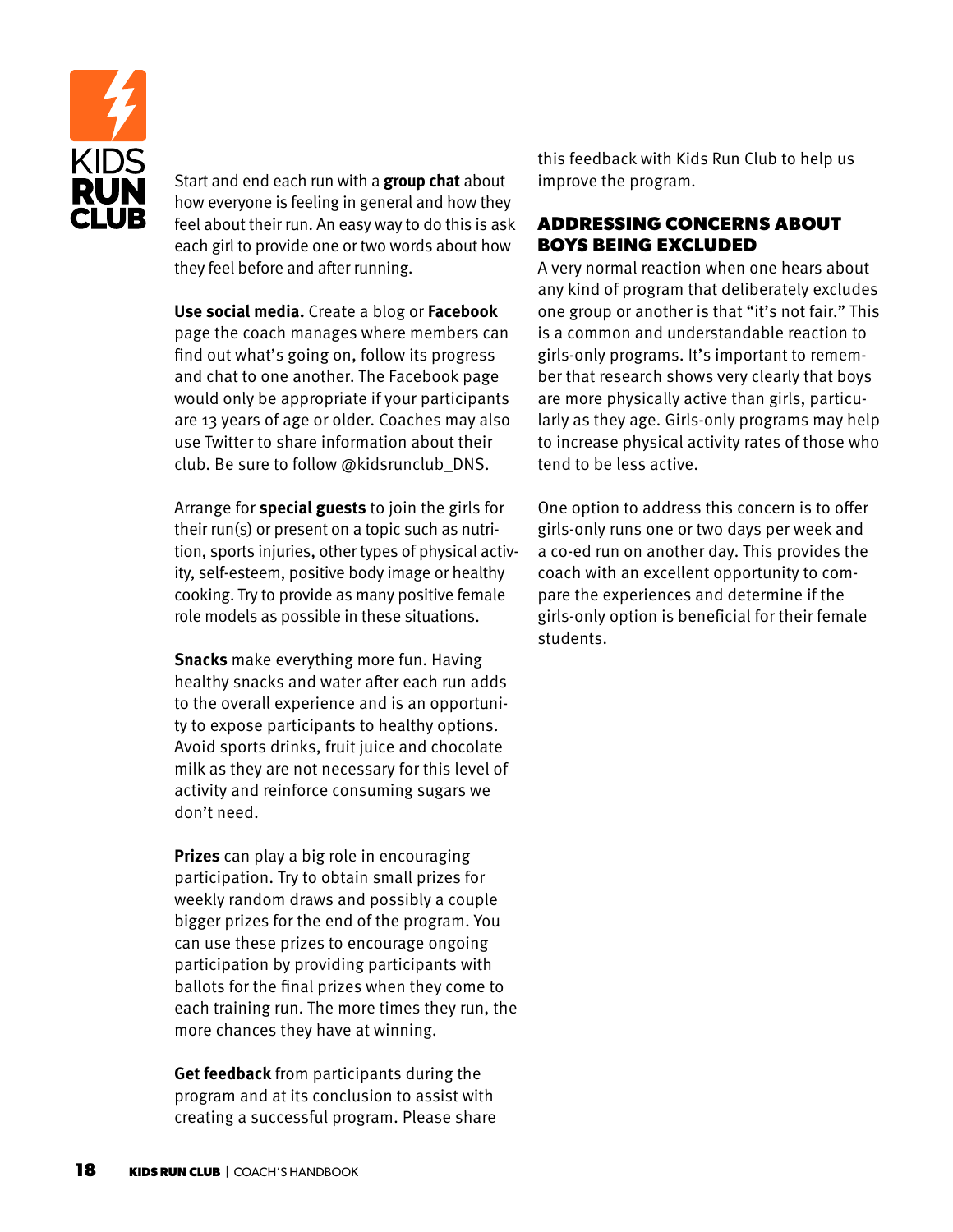Start and end each run with a **group chat** about how everyone is feeling in general and how they feel about their run. An easy way to do this is ask each girl to provide one or two words about how they feel before and after running.

**Use social media.** Create a blog or **Facebook** page the coach manages where members can find out what's going on, follow its progress and chat to one another. The Facebook page would only be appropriate if your participants are 13 years of age or older. Coaches may also use Twitter to share information about their club. Be sure to follow @kidsrunclub_DNS.

Arrange for **special guests** to join the girls for their run(s) or present on a topic such as nutrition, sports injuries, other types of physical activity, self-esteem, positive body image or healthy cooking. Try to provide as many positive female role models as possible in these situations.

**Snacks** make everything more fun. Having healthy snacks and water after each run adds to the overall experience and is an opportunity to expose participants to healthy options. Avoid sports drinks, fruit juice and chocolate milk as they are not necessary for this level of activity and reinforce consuming sugars we don't need.

**Prizes** can play a big role in encouraging participation. Try to obtain small prizes for weekly random draws and possibly a couple bigger prizes for the end of the program. You can use these prizes to encourage ongoing participation by providing participants with ballots for the final prizes when they come to each training run. The more times they run, the more chances they have at winning.

**Get feedback** from participants during the program and at its conclusion to assist with creating a successful program. Please share this feedback with Kids Run Club to help us improve the program.

## ADDRESSING CONCERNS ABOUT BOYS BEING EXCLUDED

A very normal reaction when one hears about any kind of program that deliberately excludes one group or another is that "it's not fair." This is a common and understandable reaction to girls-only programs. It's important to remember that research shows very clearly that boys are more physically active than girls, particularly as they age. Girls-only programs may help to increase physical activity rates of those who tend to be less active.

One option to address this concern is to offer girls-only runs one or two days per week and a co-ed run on another day. This provides the coach with an excellent opportunity to compare the experiences and determine if the girls-only option is beneficial for their female students.